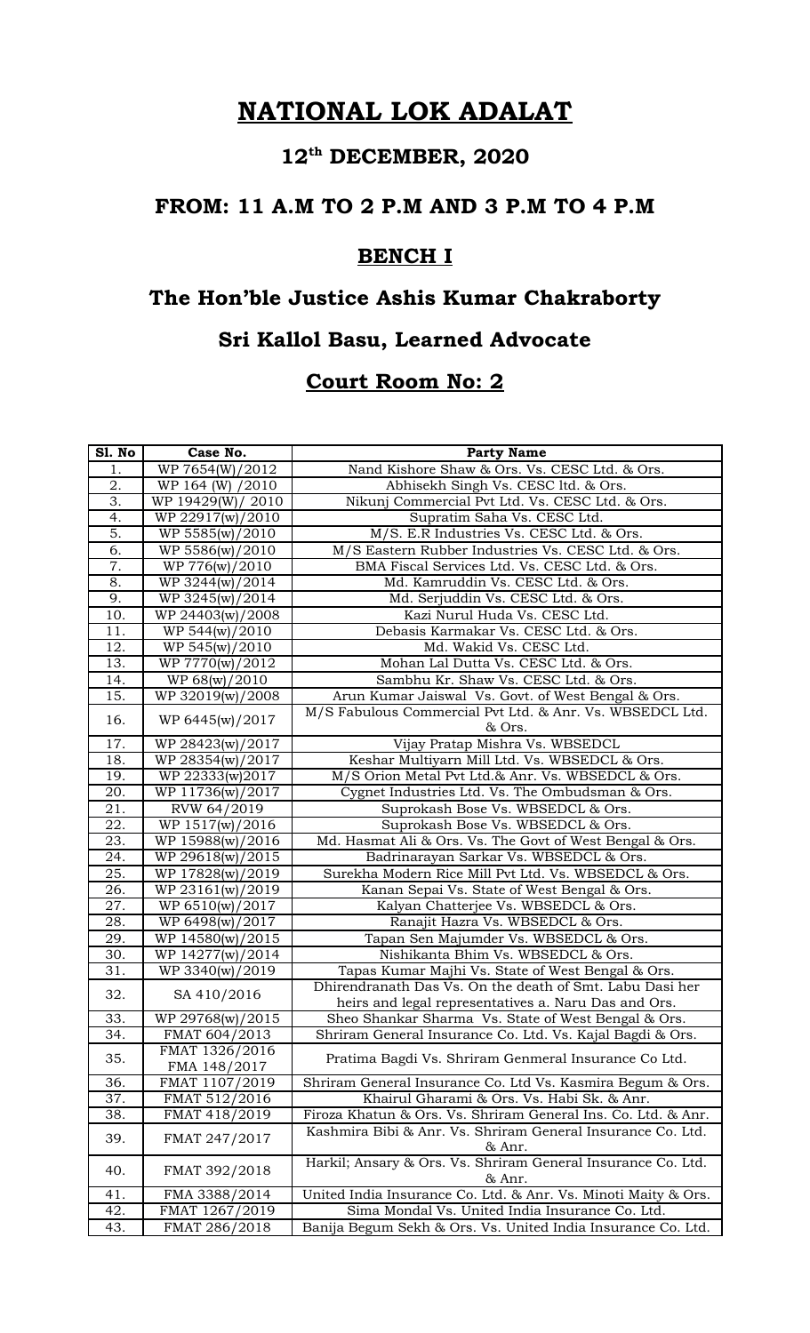# NATIONAL LOK ADALAT

## 12th DECEMBER, 2020

## FROM: 11 A.M TO 2 P.M AND 3 P.M TO 4 P.M

## BENCH I

## The Hon'ble Justice Ashis Kumar Chakraborty

## Sri Kallol Basu, Learned Advocate

## Court Room No: 2

| Sl. No | Case No. | Party Name |
|---|---|---|
| 1. | WP 7654(W)/2012 | Nand Kishore Shaw & Ors. Vs. CESC Ltd. & Ors. |
| 2. | WP 164 (W) /2010 | Abhisekh Singh Vs. CESC ltd. & Ors. |
| 3. | WP 19429(W)/ 2010 | Nikunj Commercial Pvt Ltd. Vs. CESC Ltd. & Ors. |
| 4. | WP 22917(w)/2010 | Supratim Saha Vs. CESC Ltd. |
| 5. | WP 5585(w)/2010 | M/S. E.R Industries Vs. CESC Ltd. & Ors. |
| 6. | WP 5586(w)/2010 | M/S Eastern Rubber Industries Vs. CESC Ltd. & Ors. |
| 7. | WP 776(w)/2010 | BMA Fiscal Services Ltd. Vs. CESC Ltd. & Ors. |
| 8. | WP 3244(w)/2014 | Md. Kamruddin Vs. CESC Ltd. & Ors. |
| 9. | WP 3245(w)/2014 | Md. Serjuddin Vs. CESC Ltd. & Ors. |
| 10. | WP 24403(w)/2008 | Kazi Nurul Huda Vs. CESC Ltd. |
| 11. | WP 544(w)/2010 | Debasis Karmakar Vs. CESC Ltd. & Ors. |
| 12. | WP 545(w)/2010 | Md. Wakid Vs. CESC Ltd. |
| 13. | WP 7770(w)/2012 | Mohan Lal Dutta Vs. CESC Ltd. & Ors. |
| 14. | WP 68(w)/2010 | Sambhu Kr. Shaw Vs. CESC Ltd. & Ors. |
| 15. | WP 32019(w)/2008 | Arun Kumar Jaiswal Vs. Govt. of West Bengal & Ors. |
| 16. | WP 6445(w)/2017 | M/S Fabulous Commercial Pvt Ltd. & Anr. Vs. WBSEDCL Ltd. & Ors. |
| 17. | WP 28423(w)/2017 | Vijay Pratap Mishra Vs. WBSEDCL |
| 18. | WP 28354(w)/2017 | Keshar Multiyarn Mill Ltd. Vs. WBSEDCL & Ors. |
| 19. | WP 22333(w)2017 | M/S Orion Metal Pvt Ltd.& Anr. Vs. WBSEDCL & Ors. |
| 20. | WP 11736(w)/2017 | Cygnet Industries Ltd. Vs. The Ombudsman & Ors. |
| 21. | RVW 64/2019 | Suprokash Bose Vs. WBSEDCL & Ors. |
| 22. | WP 1517(w)/2016 | Suprokash Bose Vs. WBSEDCL & Ors. |
| 23. | WP 15988(w)/2016 | Md. Hasmat Ali & Ors. Vs. The Govt of West Bengal & Ors. |
| 24. | WP 29618(w)/2015 | Badrinarayan Sarkar Vs. WBSEDCL & Ors. |
| 25. | WP 17828(w)/2019 | Surekha Modern Rice Mill Pvt Ltd. Vs. WBSEDCL & Ors. |
| 26. | WP 23161(w)/2019 | Kanan Sepai Vs. State of West Bengal & Ors. |
| 27. | WP 6510(w)/2017 | Kalyan Chatterjee Vs. WBSEDCL & Ors. |
| 28. | WP 6498(w)/2017 | Ranajit Hazra Vs. WBSEDCL & Ors. |
| 29. | WP 14580(w)/2015 | Tapan Sen Majumder Vs. WBSEDCL & Ors. |
| 30. | WP 14277(w)/2014 | Nishikanta Bhim Vs. WBSEDCL & Ors. |
| 31. | WP 3340(w)/2019 | Tapas Kumar Majhi Vs. State of West Bengal & Ors. |
| 32. | SA 410/2016 | Dhirendranath Das Vs. On the death of Smt. Labu Dasi her heirs and legal representatives a. Naru Das and Ors. |
| 33. | WP 29768(w)/2015 | Sheo Shankar Sharma Vs. State of West Bengal & Ors. |
| 34. | FMAT 604/2013 | Shriram General Insurance Co. Ltd. Vs. Kajal Bagdi & Ors. |
| 35. | FMAT 1326/2016 FMA 148/2017 | Pratima Bagdi Vs. Shriram Genmeral Insurance Co Ltd. |
| 36. | FMAT 1107/2019 | Shriram General Insurance Co. Ltd Vs. Kasmira Begum & Ors. |
| 37. | FMAT 512/2016 | Khairul Gharami & Ors. Vs. Habi Sk. & Anr. |
| 38. | FMAT 418/2019 | Firoza Khatun & Ors. Vs. Shriram General Ins. Co. Ltd. & Anr. |
| 39. | FMAT 247/2017 | Kashmira Bibi & Anr. Vs. Shriram General Insurance Co. Ltd. & Anr. |
| 40. | FMAT 392/2018 | Harkil; Ansary & Ors. Vs. Shriram General Insurance Co. Ltd. & Anr. |
| 41. | FMA 3388/2014 | United India Insurance Co. Ltd. & Anr. Vs. Minoti Maity & Ors. |
| 42. | FMAT 1267/2019 | Sima Mondal Vs. United India Insurance Co. Ltd. |
| 43. | FMAT 286/2018 | Banija Begum Sekh & Ors. Vs. United India Insurance Co. Ltd. |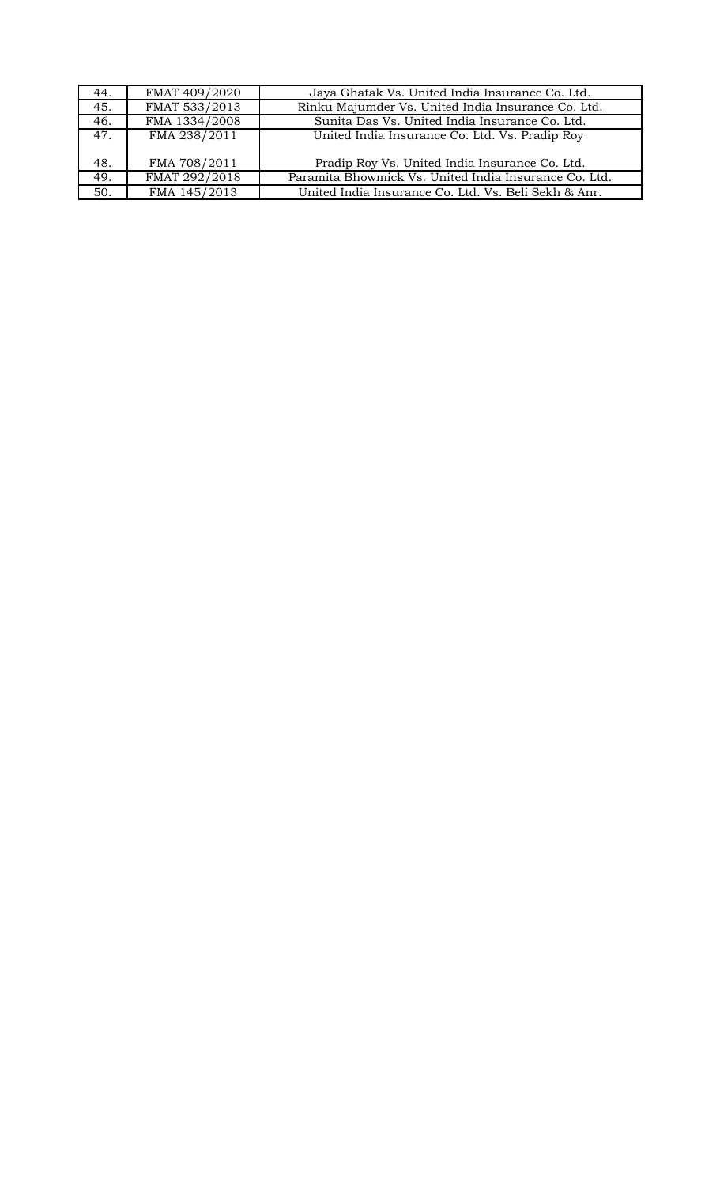| 44. | FMAT 409/2020 | Jaya Ghatak Vs. United India Insurance Co. Ltd. |
|---|---|---|
| 45. | FMAT 533/2013 | Rinku Majumder Vs. United India Insurance Co. Ltd. |
| 46. | FMA 1334/2008 | Sunita Das Vs. United India Insurance Co. Ltd. |
| 47. | FMA 238/2011 | United India Insurance Co. Ltd. Vs. Pradip Roy |
| 48. | FMA 708/2011 | Pradip Roy Vs. United India Insurance Co. Ltd. |
| 49. | FMAT 292/2018 | Paramita Bhowmick Vs. United India Insurance Co. Ltd. |
| 50. | FMA 145/2013 | United India Insurance Co. Ltd. Vs. Beli Sekh & Anr. |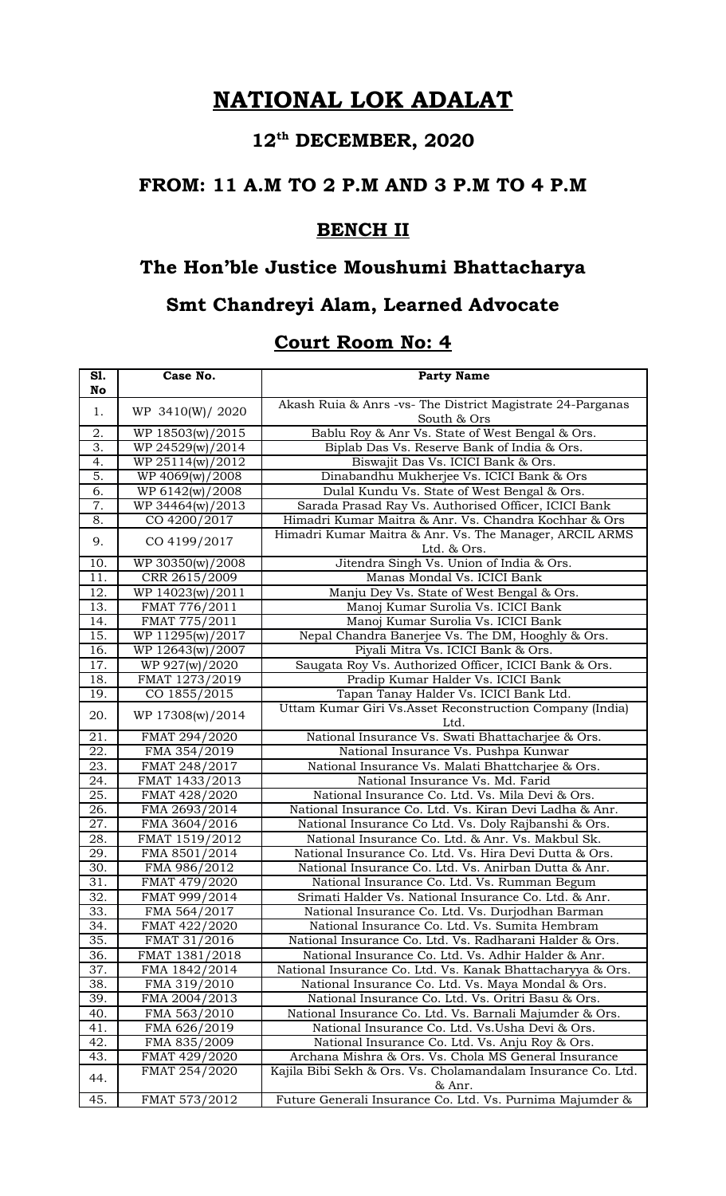# NATIONAL LOK ADALAT

## 12th DECEMBER, 2020

## FROM: 11 A.M TO 2 P.M AND 3 P.M TO 4 P.M

## BENCH II

## The Hon'ble Justice Moushumi Bhattacharya

## Smt Chandreyi Alam, Learned Advocate

## Court Room No: 4

| Sl. No | Case No. | Party Name |
|---|---|---|
| 1. | WP 3410(W)/ 2020 | Akash Ruia & Anrs -vs- The District Magistrate 24-Parganas South & Ors |
| 2. | WP 18503(w)/2015 | Bablu Roy & Anr Vs. State of West Bengal & Ors. |
| 3. | WP 24529(w)/2014 | Biplab Das Vs. Reserve Bank of India & Ors. |
| 4. | WP 25114(w)/2012 | Biswajit Das Vs. ICICI Bank & Ors. |
| 5. | WP 4069(w)/2008 | Dinabandhu Mukherjee Vs. ICICI Bank & Ors |
| 6. | WP 6142(w)/2008 | Dulal Kundu Vs. State of West Bengal & Ors. |
| 7. | WP 34464(w)/2013 | Sarada Prasad Ray Vs. Authorised Officer, ICICI Bank |
| 8. | CO 4200/2017 | Himadri Kumar Maitra & Anr. Vs. Chandra Kochhar & Ors |
| 9. | CO 4199/2017 | Himadri Kumar Maitra & Anr. Vs. The Manager, ARCIL ARMS Ltd. & Ors. |
| 10. | WP 30350(w)/2008 | Jitendra Singh Vs. Union of India & Ors. |
| 11. | CRR 2615/2009 | Manas Mondal Vs. ICICI Bank |
| 12. | WP 14023(w)/2011 | Manju Dey Vs. State of West Bengal & Ors. |
| 13. | FMAT 776/2011 | Manoj Kumar Surolia Vs. ICICI Bank |
| 14. | FMAT 775/2011 | Manoj Kumar Surolia Vs. ICICI Bank |
| 15. | WP 11295(w)/2017 | Nepal Chandra Banerjee Vs. The DM, Hooghly & Ors. |
| 16. | WP 12643(w)/2007 | Piyali Mitra Vs. ICICI Bank & Ors. |
| 17. | WP 927(w)/2020 | Saugata Roy Vs. Authorized Officer, ICICI Bank & Ors. |
| 18. | FMAT 1273/2019 | Pradip Kumar Halder Vs. ICICI Bank |
| 19. | CO 1855/2015 | Tapan Tanay Halder Vs. ICICI Bank Ltd. |
| 20. | WP 17308(w)/2014 | Uttam Kumar Giri Vs.Asset Reconstruction Company (India) Ltd. |
| 21. | FMAT 294/2020 | National Insurance Vs. Swati Bhattacharjee & Ors. |
| 22. | FMA 354/2019 | National Insurance Vs. Pushpa Kunwar |
| 23. | FMAT 248/2017 | National Insurance Vs. Malati Bhattcharjee & Ors. |
| 24. | FMAT 1433/2013 | National Insurance Vs. Md. Farid |
| 25. | FMAT 428/2020 | National Insurance Co. Ltd. Vs. Mila Devi & Ors. |
| 26. | FMA 2693/2014 | National Insurance Co. Ltd. Vs. Kiran Devi Ladha & Anr. |
| 27. | FMA 3604/2016 | National Insurance Co Ltd. Vs. Doly Rajbanshi & Ors. |
| 28. | FMAT 1519/2012 | National Insurance Co. Ltd. & Anr. Vs. Makbul Sk. |
| 29. | FMA 8501/2014 | National Insurance Co. Ltd. Vs. Hira Devi Dutta & Ors. |
| 30. | FMA 986/2012 | National Insurance Co. Ltd. Vs. Anirban Dutta & Anr. |
| 31. | FMAT 479/2020 | National Insurance Co. Ltd. Vs. Rumman Begum |
| 32. | FMAT 999/2014 | Srimati Halder Vs. National Insurance Co. Ltd. & Anr. |
| 33. | FMA 564/2017 | National Insurance Co. Ltd. Vs. Durjodhan Barman |
| 34. | FMAT 422/2020 | National Insurance Co. Ltd. Vs. Sumita Hembram |
| 35. | FMAT 31/2016 | National Insurance Co. Ltd. Vs. Radharani Halder & Ors. |
| 36. | FMAT 1381/2018 | National Insurance Co. Ltd. Vs. Adhir Halder & Anr. |
| 37. | FMA 1842/2014 | National Insurance Co. Ltd. Vs. Kanak Bhattacharyya & Ors. |
| 38. | FMA 319/2010 | National Insurance Co. Ltd. Vs. Maya Mondal & Ors. |
| 39. | FMA 2004/2013 | National Insurance Co. Ltd. Vs. Oritri Basu & Ors. |
| 40. | FMA 563/2010 | National Insurance Co. Ltd. Vs. Barnali Majumder & Ors. |
| 41. | FMA 626/2019 | National Insurance Co. Ltd. Vs.Usha Devi & Ors. |
| 42. | FMA 835/2009 | National Insurance Co. Ltd. Vs. Anju Roy & Ors. |
| 43. | FMAT 429/2020 | Archana Mishra & Ors. Vs. Chola MS General Insurance |
| 44. | FMAT 254/2020 | Kajila Bibi Sekh & Ors. Vs. Cholamandalam Insurance Co. Ltd. & Anr. |
| 45. | FMAT 573/2012 | Future Generali Insurance Co. Ltd. Vs. Purnima Majumder & |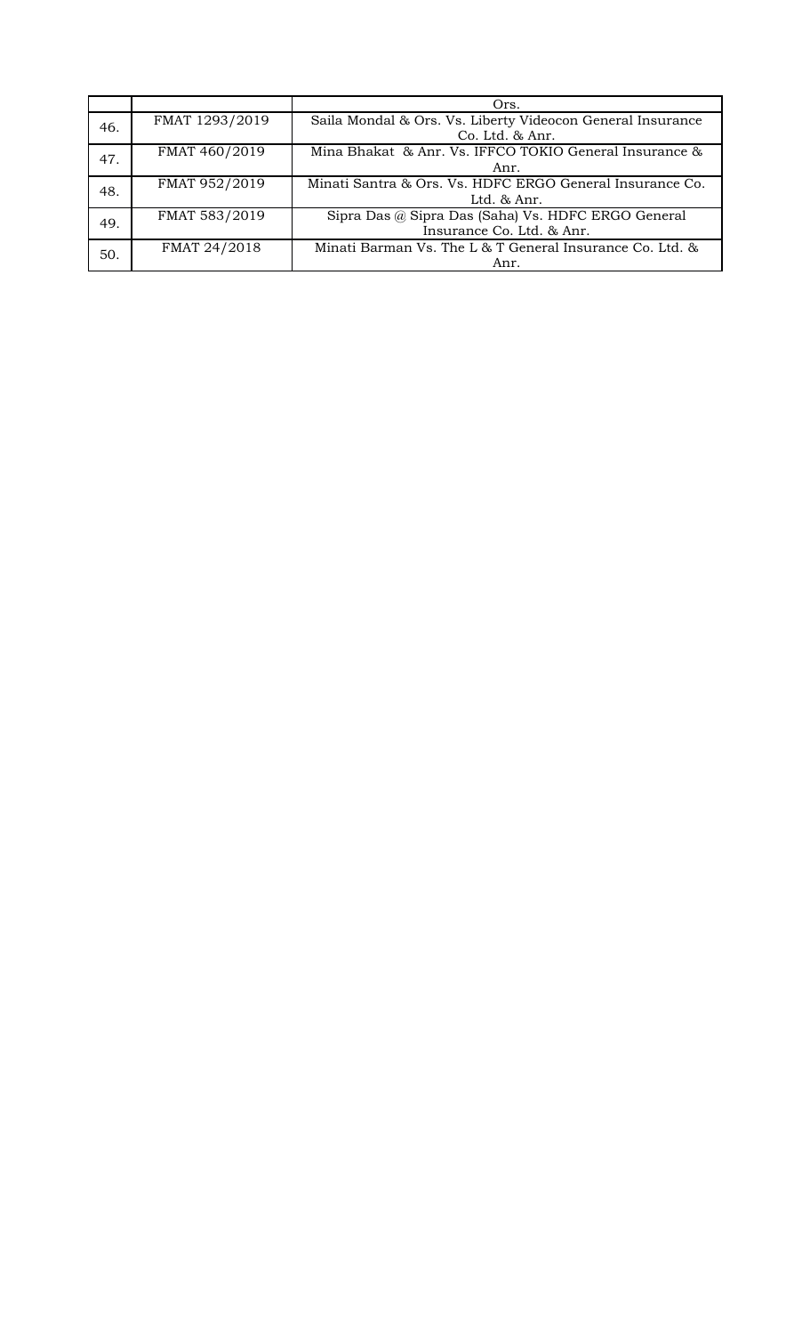| | | Ors. |
|---|---|---|
| 46. | FMAT 1293/2019 | Saila Mondal & Ors. Vs. Liberty Videocon General Insurance Co. Ltd. & Anr. |
| 47. | FMAT 460/2019 | Mina Bhakat & Anr. Vs. IFFCO TOKIO General Insurance & Anr. |
| 48. | FMAT 952/2019 | Minati Santra & Ors. Vs. HDFC ERGO General Insurance Co. Ltd. & Anr. |
| 49. | FMAT 583/2019 | Sipra Das @ Sipra Das (Saha) Vs. HDFC ERGO General Insurance Co. Ltd. & Anr. |
| 50. | FMAT 24/2018 | Minati Barman Vs. The L & T General Insurance Co. Ltd. & Anr. |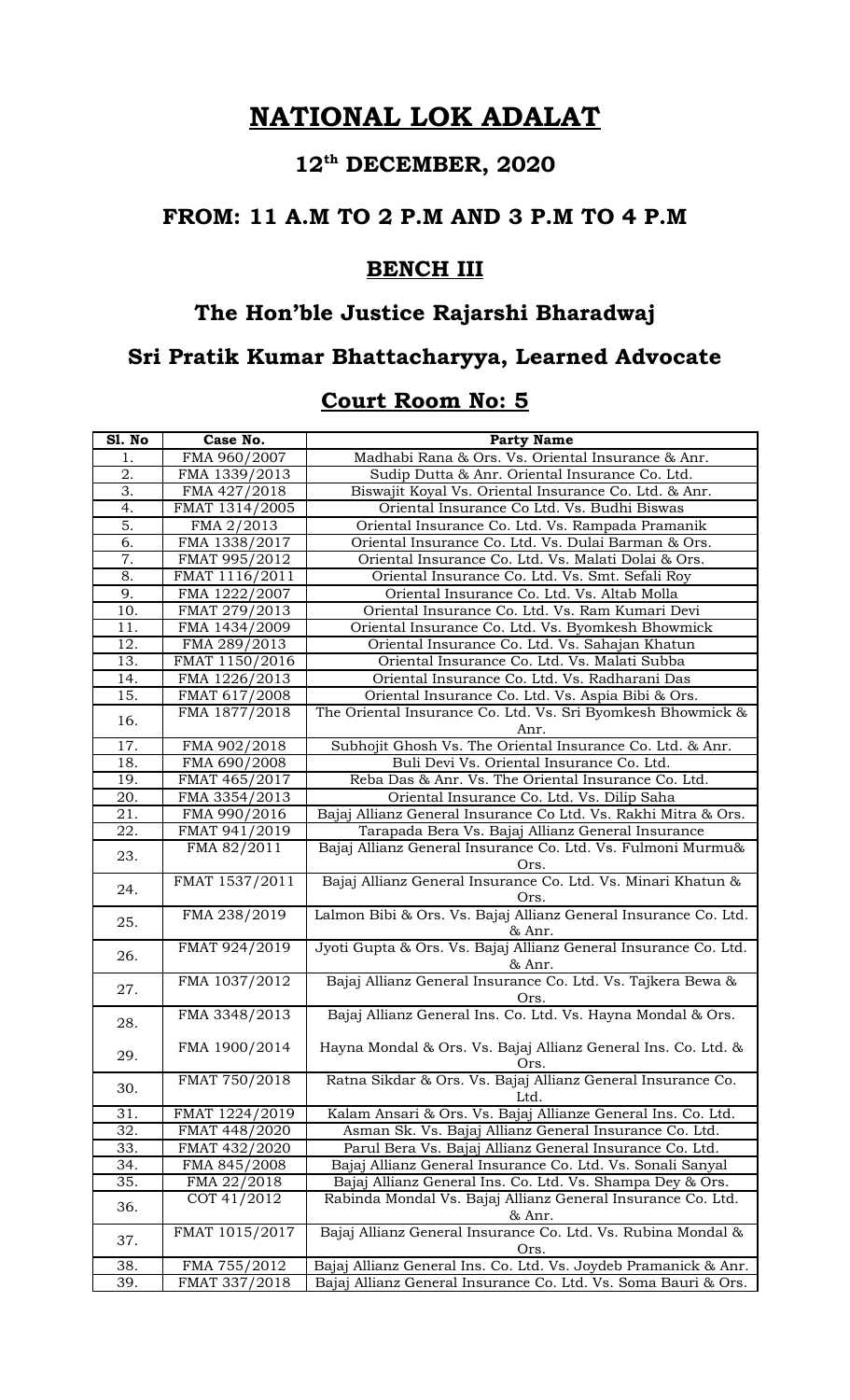# NATIONAL LOK ADALAT

## 12th DECEMBER, 2020

## FROM: 11 A.M TO 2 P.M AND 3 P.M TO 4 P.M

## BENCH III

## The Hon'ble Justice Rajarshi Bharadwaj

## Sri Pratik Kumar Bhattacharyya, Learned Advocate

## Court Room No: 5

| Sl. No | Case No. | Party Name |
|---|---|---|
| 1. | FMA 960/2007 | Madhabi Rana & Ors. Vs. Oriental Insurance & Anr. |
| 2. | FMA 1339/2013 | Sudip Dutta & Anr. Oriental Insurance Co. Ltd. |
| 3. | FMA 427/2018 | Biswajit Koyal Vs. Oriental Insurance Co. Ltd. & Anr. |
| 4. | FMAT 1314/2005 | Oriental Insurance Co Ltd. Vs. Budhi Biswas |
| 5. | FMA 2/2013 | Oriental Insurance Co. Ltd. Vs. Rampada Pramanik |
| 6. | FMA 1338/2017 | Oriental Insurance Co. Ltd. Vs. Dulai Barman & Ors. |
| 7. | FMAT 995/2012 | Oriental Insurance Co. Ltd. Vs. Malati Dolai & Ors. |
| 8. | FMAT 1116/2011 | Oriental Insurance Co. Ltd. Vs. Smt. Sefali Roy |
| 9. | FMA 1222/2007 | Oriental Insurance Co. Ltd. Vs. Altab Molla |
| 10. | FMAT 279/2013 | Oriental Insurance Co. Ltd. Vs. Ram Kumari Devi |
| 11. | FMA 1434/2009 | Oriental Insurance Co. Ltd. Vs. Byomkesh Bhowmick |
| 12. | FMA 289/2013 | Oriental Insurance Co. Ltd. Vs. Sahajan Khatun |
| 13. | FMAT 1150/2016 | Oriental Insurance Co. Ltd. Vs. Malati Subba |
| 14. | FMA 1226/2013 | Oriental Insurance Co. Ltd. Vs. Radharani Das |
| 15. | FMAT 617/2008 | Oriental Insurance Co. Ltd. Vs. Aspia Bibi & Ors. |
| 16. | FMA 1877/2018 | The Oriental Insurance Co. Ltd. Vs. Sri Byomkesh Bhowmick & Anr. |
| 17. | FMA 902/2018 | Subhojit Ghosh Vs. The Oriental Insurance Co. Ltd. & Anr. |
| 18. | FMA 690/2008 | Buli Devi Vs. Oriental Insurance Co. Ltd. |
| 19. | FMAT 465/2017 | Reba Das & Anr. Vs. The Oriental Insurance Co. Ltd. |
| 20. | FMA 3354/2013 | Oriental Insurance Co. Ltd. Vs. Dilip Saha |
| 21. | FMA 990/2016 | Bajaj Allianz General Insurance Co Ltd. Vs. Rakhi Mitra & Ors. |
| 22. | FMAT 941/2019 | Tarapada Bera Vs. Bajaj Allianz General Insurance |
| 23. | FMA 82/2011 | Bajaj Allianz General Insurance Co. Ltd. Vs. Fulmoni Murmu& Ors. |
| 24. | FMAT 1537/2011 | Bajaj Allianz General Insurance Co. Ltd. Vs. Minari Khatun & Ors. |
| 25. | FMA 238/2019 | Lalmon Bibi & Ors. Vs. Bajaj Allianz General Insurance Co. Ltd. & Anr. |
| 26. | FMAT 924/2019 | Jyoti Gupta & Ors. Vs. Bajaj Allianz General Insurance Co. Ltd. & Anr. |
| 27. | FMA 1037/2012 | Bajaj Allianz General Insurance Co. Ltd. Vs. Tajkera Bewa & Ors. |
| 28. | FMA 3348/2013 | Bajaj Allianz General Ins. Co. Ltd. Vs. Hayna Mondal & Ors. |
| 29. | FMA 1900/2014 | Hayna Mondal & Ors. Vs. Bajaj Allianz General Ins. Co. Ltd. & Ors. |
| 30. | FMAT 750/2018 | Ratna Sikdar & Ors. Vs. Bajaj Allianz General Insurance Co. Ltd. |
| 31. | FMAT 1224/2019 | Kalam Ansari & Ors. Vs. Bajaj Allianze General Ins. Co. Ltd. |
| 32. | FMAT 448/2020 | Asman Sk. Vs. Bajaj Allianz General Insurance Co. Ltd. |
| 33. | FMAT 432/2020 | Parul Bera Vs. Bajaj Allianz General Insurance Co. Ltd. |
| 34. | FMA 845/2008 | Bajaj Allianz General Insurance Co. Ltd. Vs. Sonali Sanyal |
| 35. | FMA 22/2018 | Bajaj Allianz General Ins. Co. Ltd. Vs. Shampa Dey & Ors. |
| 36. | COT 41/2012 | Rabinda Mondal Vs. Bajaj Allianz General Insurance Co. Ltd. & Anr. |
| 37. | FMAT 1015/2017 | Bajaj Allianz General Insurance Co. Ltd. Vs. Rubina Mondal & Ors. |
| 38. | FMA 755/2012 | Bajaj Allianz General Ins. Co. Ltd. Vs. Joydeb Pramanick & Anr. |
| 39. | FMAT 337/2018 | Bajaj Allianz General Insurance Co. Ltd. Vs. Soma Bauri & Ors. |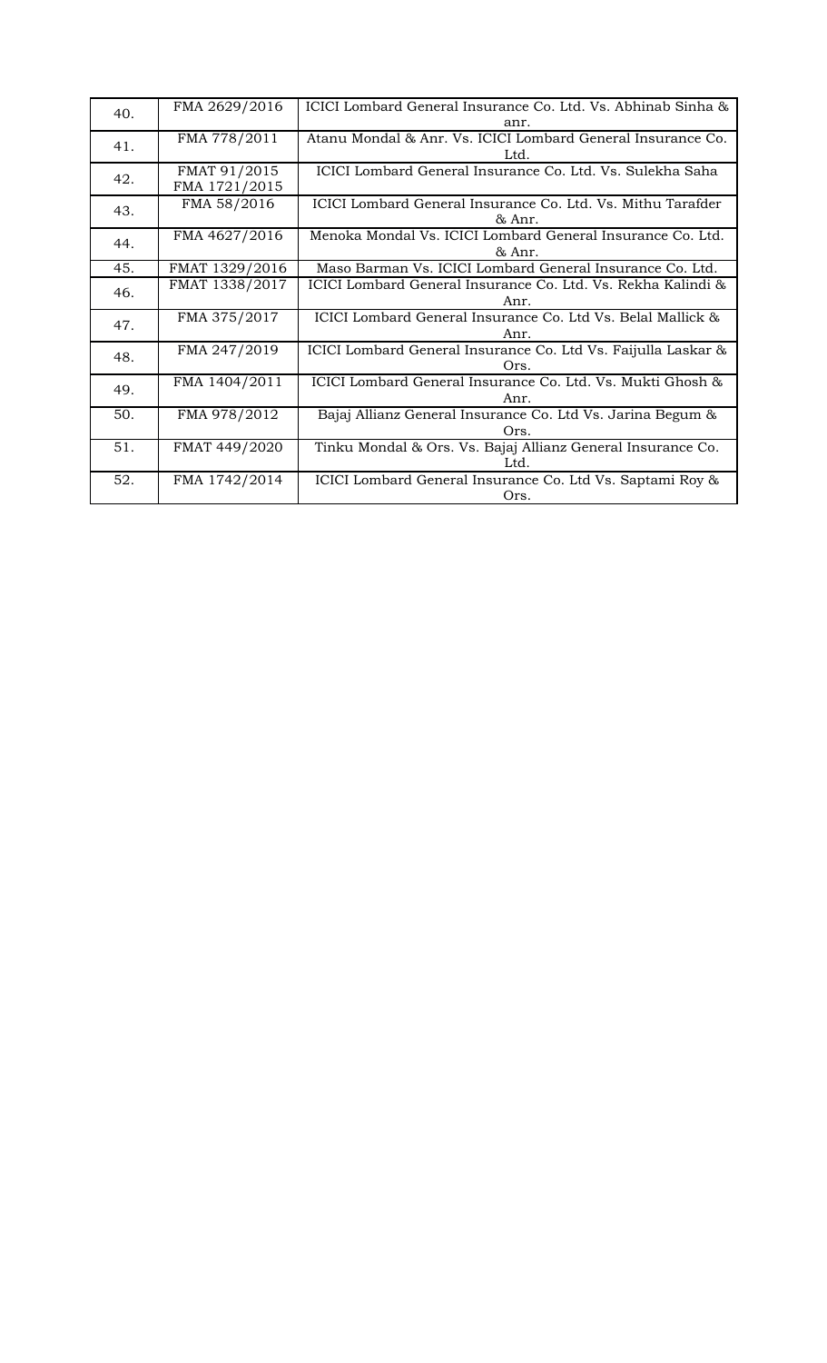| 40. | FMA 2629/2016 | ICICI Lombard General Insurance Co. Ltd. Vs. Abhinab Sinha & anr. |
|---|---|---|
| 41. | FMA 778/2011 | Atanu Mondal & Anr. Vs. ICICI Lombard General Insurance Co. Ltd. |
| 42. | FMAT 91/2015 FMA 1721/2015 | ICICI Lombard General Insurance Co. Ltd. Vs. Sulekha Saha |
| 43. | FMA 58/2016 | ICICI Lombard General Insurance Co. Ltd. Vs. Mithu Tarafder & Anr. |
| 44. | FMA 4627/2016 | Menoka Mondal Vs. ICICI Lombard General Insurance Co. Ltd. & Anr. |
| 45. | FMAT 1329/2016 | Maso Barman Vs. ICICI Lombard General Insurance Co. Ltd. |
| 46. | FMAT 1338/2017 | ICICI Lombard General Insurance Co. Ltd. Vs. Rekha Kalindi & Anr. |
| 47. | FMA 375/2017 | ICICI Lombard General Insurance Co. Ltd Vs. Belal Mallick & Anr. |
| 48. | FMA 247/2019 | ICICI Lombard General Insurance Co. Ltd Vs. Faijulla Laskar & Ors. |
| 49. | FMA 1404/2011 | ICICI Lombard General Insurance Co. Ltd. Vs. Mukti Ghosh & Anr. |
| 50. | FMA 978/2012 | Bajaj Allianz General Insurance Co. Ltd Vs. Jarina Begum & Ors. |
| 51. | FMAT 449/2020 | Tinku Mondal & Ors. Vs. Bajaj Allianz General Insurance Co. Ltd. |
| 52. | FMA 1742/2014 | ICICI Lombard General Insurance Co. Ltd Vs. Saptami Roy & Ors. |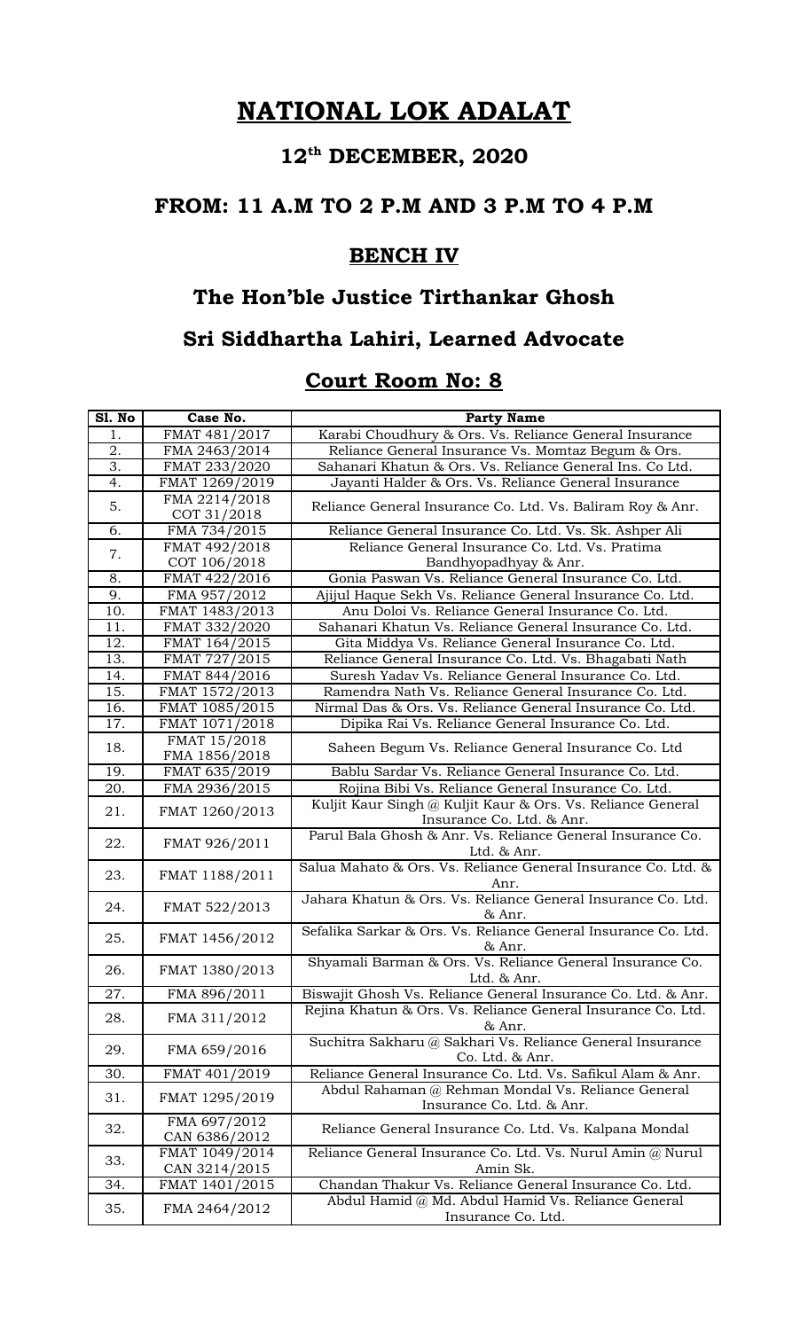# NATIONAL LOK ADALAT

## 12th DECEMBER, 2020

## FROM: 11 A.M TO 2 P.M AND 3 P.M TO 4 P.M

## BENCH IV

## The Hon'ble Justice Tirthankar Ghosh

## Sri Siddhartha Lahiri, Learned Advocate

## Court Room No: 8

| Sl. No | Case No. | Party Name |
|---|---|---|
| 1. | FMAT 481/2017 | Karabi Choudhury & Ors. Vs. Reliance General Insurance |
| 2. | FMA 2463/2014 | Reliance General Insurance Vs. Momtaz Begum & Ors. |
| 3. | FMAT 233/2020 | Sahanari Khatun & Ors. Vs. Reliance General Ins. Co Ltd. |
| 4. | FMAT 1269/2019 | Jayanti Halder & Ors. Vs. Reliance General Insurance |
| 5. | FMA 2214/2018<br>COT 31/2018 | Reliance General Insurance Co. Ltd. Vs. Baliram Roy & Anr. |
| 6. | FMA 734/2015 | Reliance General Insurance Co. Ltd. Vs. Sk. Ashper Ali |
| 7. | FMAT 492/2018<br>COT 106/2018 | Reliance General Insurance Co. Ltd. Vs. Pratima Bandhyopadhyay & Anr. |
| 8. | FMAT 422/2016 | Gonia Paswan Vs. Reliance General Insurance Co. Ltd. |
| 9. | FMA 957/2012 | Ajijul Haque Sekh Vs. Reliance General Insurance Co. Ltd. |
| 10. | FMAT 1483/2013 | Anu Doloi Vs. Reliance General Insurance Co. Ltd. |
| 11. | FMAT 332/2020 | Sahanari Khatun Vs. Reliance General Insurance Co. Ltd. |
| 12. | FMAT 164/2015 | Gita Middya Vs. Reliance General Insurance Co. Ltd. |
| 13. | FMAT 727/2015 | Reliance General Insurance Co. Ltd. Vs. Bhagabati Nath |
| 14. | FMAT 844/2016 | Suresh Yadav Vs. Reliance General Insurance Co. Ltd. |
| 15. | FMAT 1572/2013 | Ramendra Nath Vs. Reliance General Insurance Co. Ltd. |
| 16. | FMAT 1085/2015 | Nirmal Das & Ors. Vs. Reliance General Insurance Co. Ltd. |
| 17. | FMAT 1071/2018 | Dipika Rai Vs. Reliance General Insurance Co. Ltd. |
| 18. | FMAT 15/2018<br>FMA 1856/2018 | Saheen Begum Vs. Reliance General Insurance Co. Ltd |
| 19. | FMAT 635/2019 | Bablu Sardar Vs. Reliance General Insurance Co. Ltd. |
| 20. | FMA 2936/2015 | Rojina Bibi Vs. Reliance General Insurance Co. Ltd. |
| 21. | FMAT 1260/2013 | Kuljit Kaur Singh @ Kuljit Kaur & Ors. Vs. Reliance General Insurance Co. Ltd. & Anr. |
| 22. | FMAT 926/2011 | Parul Bala Ghosh & Anr. Vs. Reliance General Insurance Co. Ltd. & Anr. |
| 23. | FMAT 1188/2011 | Salua Mahato & Ors. Vs. Reliance General Insurance Co. Ltd. & Anr. |
| 24. | FMAT 522/2013 | Jahara Khatun & Ors. Vs. Reliance General Insurance Co. Ltd. & Anr. |
| 25. | FMAT 1456/2012 | Sefalika Sarkar & Ors. Vs. Reliance General Insurance Co. Ltd. & Anr. |
| 26. | FMAT 1380/2013 | Shyamali Barman & Ors. Vs. Reliance General Insurance Co. Ltd. & Anr. |
| 27. | FMA 896/2011 | Biswajit Ghosh Vs. Reliance General Insurance Co. Ltd. & Anr. |
| 28. | FMA 311/2012 | Rejina Khatun & Ors. Vs. Reliance General Insurance Co. Ltd. & Anr. |
| 29. | FMA 659/2016 | Suchitra Sakharu @ Sakhari Vs. Reliance General Insurance Co. Ltd. & Anr. |
| 30. | FMAT 401/2019 | Reliance General Insurance Co. Ltd. Vs. Safikul Alam & Anr. |
| 31. | FMAT 1295/2019 | Abdul Rahaman @ Rehman Mondal Vs. Reliance General Insurance Co. Ltd. & Anr. |
| 32. | FMA 697/2012<br>CAN 6386/2012 | Reliance General Insurance Co. Ltd. Vs. Kalpana Mondal |
| 33. | FMAT 1049/2014<br>CAN 3214/2015 | Reliance General Insurance Co. Ltd. Vs. Nurul Amin @ Nurul Amin Sk. |
| 34. | FMAT 1401/2015 | Chandan Thakur Vs. Reliance General Insurance Co. Ltd. |
| 35. | FMA 2464/2012 | Abdul Hamid @ Md. Abdul Hamid Vs. Reliance General Insurance Co. Ltd. |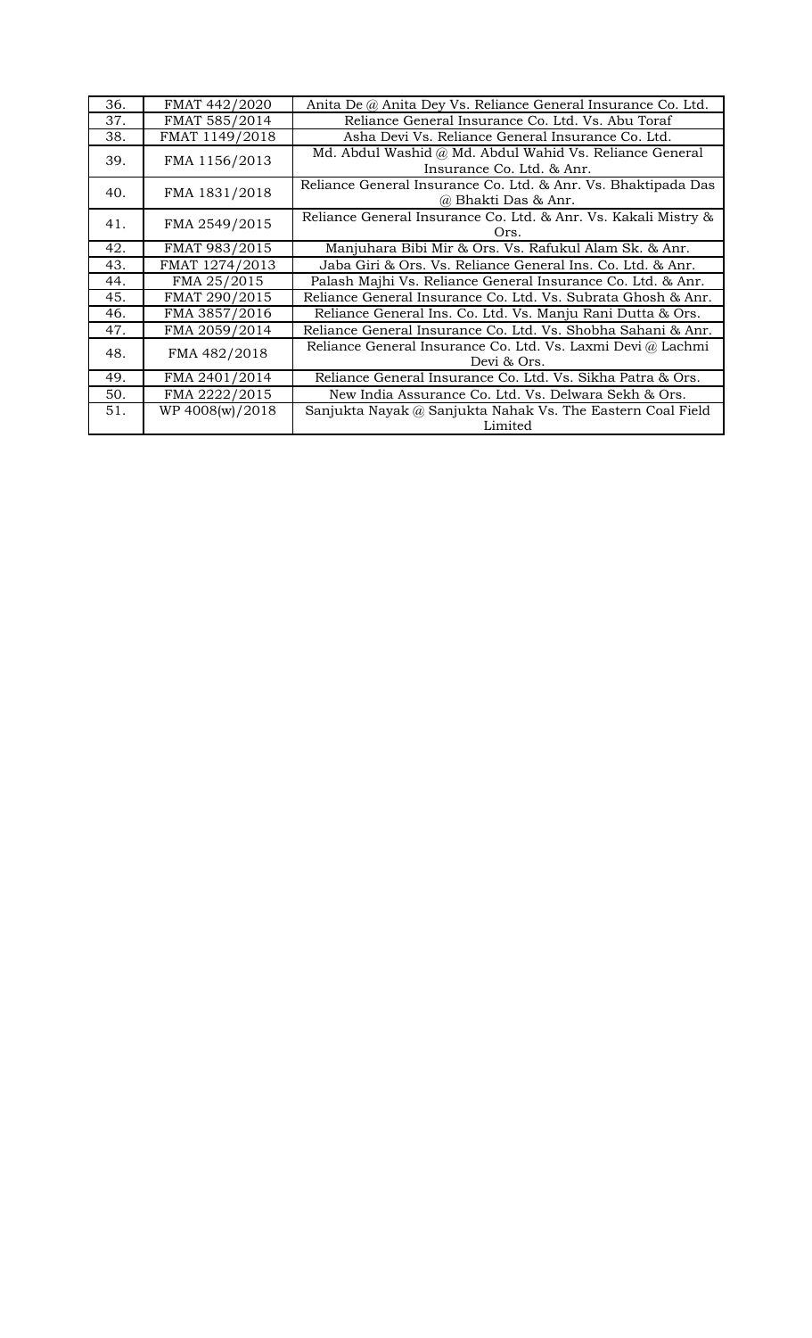| 36. | FMAT 442/2020 | Anita De @ Anita Dey Vs. Reliance General Insurance Co. Ltd. |
|---|---|---|
| 37. | FMAT 585/2014 | Reliance General Insurance Co. Ltd. Vs. Abu Toraf |
| 38. | FMAT 1149/2018 | Asha Devi Vs. Reliance General Insurance Co. Ltd. |
| 39. | FMA 1156/2013 | Md. Abdul Washid @ Md. Abdul Wahid Vs. Reliance General Insurance Co. Ltd. & Anr. |
| 40. | FMA 1831/2018 | Reliance General Insurance Co. Ltd. & Anr. Vs. Bhaktipada Das @ Bhakti Das & Anr. |
| 41. | FMA 2549/2015 | Reliance General Insurance Co. Ltd. & Anr. Vs. Kakali Mistry & Ors. |
| 42. | FMAT 983/2015 | Manjuhara Bibi Mir & Ors. Vs. Rafukul Alam Sk. & Anr. |
| 43. | FMAT 1274/2013 | Jaba Giri & Ors. Vs. Reliance General Ins. Co. Ltd. & Anr. |
| 44. | FMA 25/2015 | Palash Majhi Vs. Reliance General Insurance Co. Ltd. & Anr. |
| 45. | FMAT 290/2015 | Reliance General Insurance Co. Ltd. Vs. Subrata Ghosh & Anr. |
| 46. | FMA 3857/2016 | Reliance General Ins. Co. Ltd. Vs. Manju Rani Dutta & Ors. |
| 47. | FMA 2059/2014 | Reliance General Insurance Co. Ltd. Vs. Shobha Sahani & Anr. |
| 48. | FMA 482/2018 | Reliance General Insurance Co. Ltd. Vs. Laxmi Devi @ Lachmi Devi & Ors. |
| 49. | FMA 2401/2014 | Reliance General Insurance Co. Ltd. Vs. Sikha Patra & Ors. |
| 50. | FMA 2222/2015 | New India Assurance Co. Ltd. Vs. Delwara Sekh & Ors. |
| 51. | WP 4008(w)/2018 | Sanjukta Nayak @ Sanjukta Nahak Vs. The Eastern Coal Field Limited |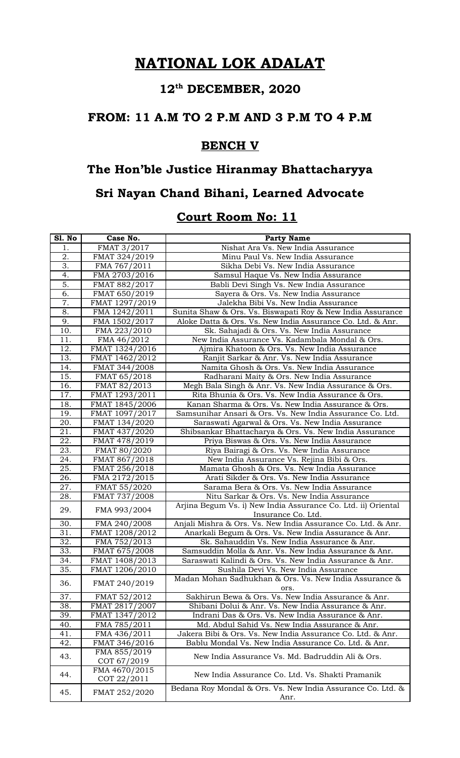# NATIONAL LOK ADALAT

## 12th DECEMBER, 2020

## FROM: 11 A.M TO 2 P.M AND 3 P.M TO 4 P.M

## BENCH V

## The Hon'ble Justice Hiranmay Bhattacharyya

## Sri Nayan Chand Bihani, Learned Advocate

## Court Room No: 11

| Sl. No | Case No. | Party Name |
|---|---|---|
| 1. | FMAT 3/2017 | Nishat Ara Vs. New India Assurance |
| 2. | FMAT 324/2019 | Minu Paul Vs. New India Assurance |
| 3. | FMA 767/2011 | Sikha Debi Vs. New India Assurance |
| 4. | FMA 2703/2016 | Samsul Haque Vs. New India Assurance |
| 5. | FMAT 882/2017 | Babli Devi Singh Vs. New India Assurance |
| 6. | FMAT 650/2019 | Sayera & Ors. Vs. New India Assurance |
| 7. | FMAT 1297/2019 | Jalekha Bibi Vs. New India Assurance |
| 8. | FMA 1242/2011 | Sunita Shaw & Ors. Vs. Biswapati Roy & New India Assurance |
| 9. | FMA 1502/2017 | Aloke Datta & Ors. Vs. New India Assurance Co. Ltd. & Anr. |
| 10. | FMA 223/2010 | Sk. Sahajadi & Ors. Vs. New India Assurance |
| 11. | FMA 46/2012 | New India Assurance Vs. Kadambala Mondal & Ors. |
| 12. | FMAT 1324/2016 | Ajmira Khatoon & Ors. Vs. New India Assurance |
| 13. | FMAT 1462/2012 | Ranjit Sarkar & Anr. Vs. New India Assurance |
| 14. | FMAT 344/2008 | Namita Ghosh & Ors. Vs. New India Assurance |
| 15. | FMAT 65/2018 | Radharani Maity & Ors. New India Assurance |
| 16. | FMAT 82/2013 | Megh Bala Singh & Anr. Vs. New India Assurance & Ors. |
| 17. | FMAT 1293/2011 | Rita Bhunia & Ors. Vs. New India Assurance & Ors. |
| 18. | FMAT 1845/2006 | Kanan Sharma & Ors. Vs. New India Assurance & Ors. |
| 19. | FMAT 1097/2017 | Samsunihar Ansari & Ors. Vs. New India Assurance Co. Ltd. |
| 20. | FMAT 134/2020 | Saraswati Agarwal & Ors. Vs. New India Assurance |
| 21. | FMAT 437/2020 | Shibsankar Bhattacharya & Ors. Vs. New India Assurance |
| 22. | FMAT 478/2019 | Priya Biswas & Ors. Vs. New India Assurance |
| 23. | FMAT 80/2020 | Riya Bairagi & Ors. Vs. New India Assurance |
| 24. | FMAT 867/2018 | New India Assurance Vs. Rejina Bibi & Ors. |
| 25. | FMAT 256/2018 | Mamata Ghosh & Ors. Vs. New India Assurance |
| 26. | FMA 2172/2015 | Arati Sikder & Ors. Vs. New India Assurance |
| 27. | FMAT 55/2020 | Sarama Bera & Ors. Vs. New India Assurance |
| 28. | FMAT 737/2008 | Nitu Sarkar & Ors. Vs. New India Assurance |
| 29. | FMA 993/2004 | Arjina Begum Vs. i) New India Assurance Co. Ltd. ii) Oriental Insurance Co. Ltd. |
| 30. | FMA 240/2008 | Anjali Mishra & Ors. Vs. New India Assurance Co. Ltd. & Anr. |
| 31. | FMAT 1208/2012 | Anarkali Begum & Ors. Vs. New India Assurance & Anr. |
| 32. | FMA 752/2013 | Sk. Sahauddin Vs. New India Assurance & Anr. |
| 33. | FMAT 675/2008 | Samsuddin Molla & Anr. Vs. New India Assurance & Anr. |
| 34. | FMAT 1408/2013 | Saraswati Kalindi & Ors. Vs. New India Assurance & Anr. |
| 35. | FMAT 1206/2010 | Sushila Devi Vs. New India Assurance |
| 36. | FMAT 240/2019 | Madan Mohan Sadhukhan & Ors. Vs. New India Assurance & ors. |
| 37. | FMAT 52/2012 | Sakhirun Bewa & Ors. Vs. New India Assurance & Anr. |
| 38. | FMAT 2817/2007 | Shibani Dolui & Anr. Vs. New India Assurance & Anr. |
| 39. | FMAT 1347/2012 | Indrani Das & Ors. Vs. New India Assurance & Anr. |
| 40. | FMA 785/2011 | Md. Abdul Sahid Vs. New India Assurance & Anr. |
| 41. | FMA 436/2011 | Jakera Bibi & Ors. Vs. New India Assurance Co. Ltd. & Anr. |
| 42. | FMAT 346/2016 | Bablu Mondal Vs. New India Assurance Co. Ltd. & Anr. |
| 43. | FMA 855/2019 COT 67/2019 | New India Assurance Vs. Md. Badruddin Ali & Ors. |
| 44. | FMA 4670/2015 COT 22/2011 | New India Assurance Co. Ltd. Vs. Shakti Pramanik |
| 45. | FMAT 252/2020 | Bedana Roy Mondal & Ors. Vs. New India Assurance Co. Ltd. & Anr. |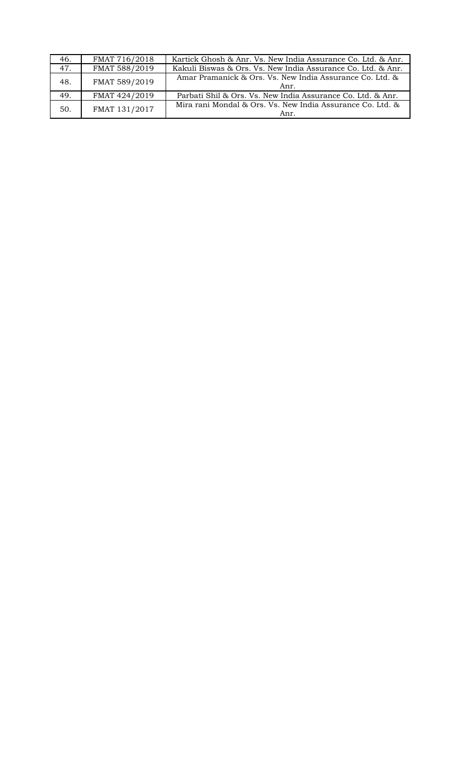| 46. | FMAT 716/2018 | Kartick Ghosh & Anr. Vs. New India Assurance Co. Ltd. & Anr. |
|---|---|---|
| 47. | FMAT 588/2019 | Kakuli Biswas & Ors. Vs. New India Assurance Co. Ltd. & Anr. |
| 48. | FMAT 589/2019 | Amar Pramanick & Ors. Vs. New India Assurance Co. Ltd. & Anr. |
| 49. | FMAT 424/2019 | Parbati Shil & Ors. Vs. New India Assurance Co. Ltd. & Anr. |
| 50. | FMAT 131/2017 | Mira rani Mondal & Ors. Vs. New India Assurance Co. Ltd. & Anr. |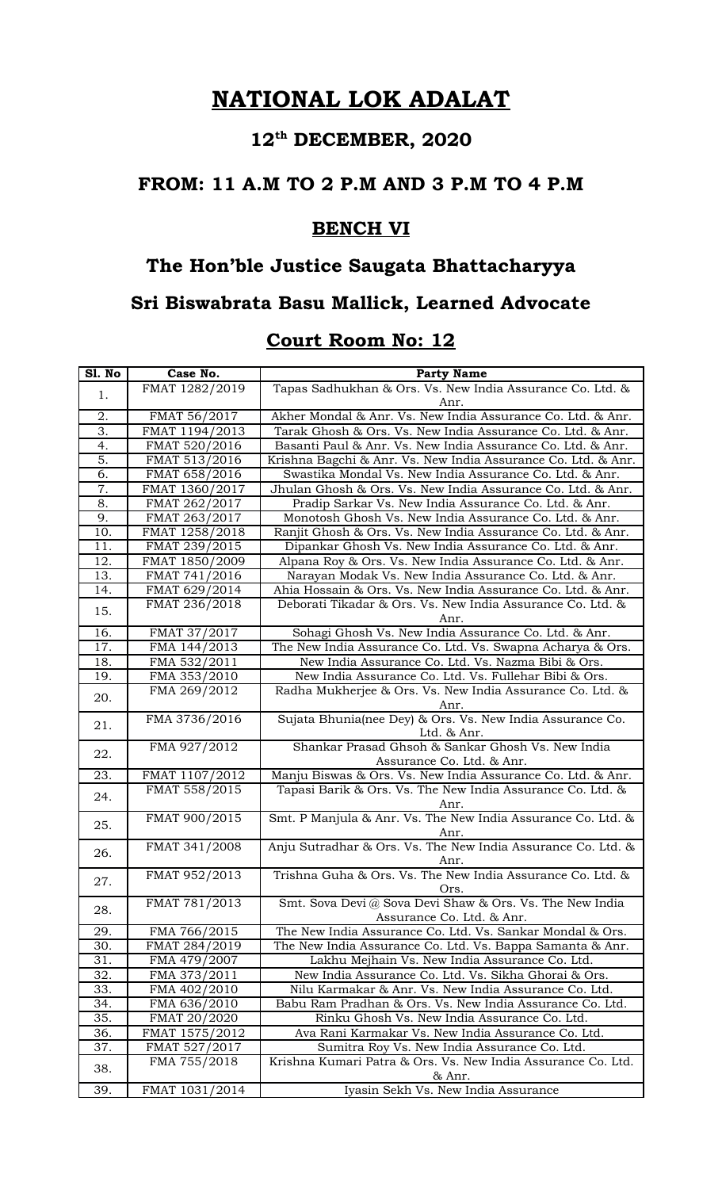# NATIONAL LOK ADALAT

## 12th DECEMBER, 2020

## FROM: 11 A.M TO 2 P.M AND 3 P.M TO 4 P.M

## BENCH VI

## The Hon'ble Justice Saugata Bhattacharyya

## Sri Biswabrata Basu Mallick, Learned Advocate

## Court Room No: 12

| Sl. No | Case No. | Party Name |
|---|---|---|
| 1. | FMAT 1282/2019 | Tapas Sadhukhan & Ors. Vs. New India Assurance Co. Ltd. & Anr. |
| 2. | FMAT 56/2017 | Akher Mondal & Anr. Vs. New India Assurance Co. Ltd. & Anr. |
| 3. | FMAT 1194/2013 | Tarak Ghosh & Ors. Vs. New India Assurance Co. Ltd. & Anr. |
| 4. | FMAT 520/2016 | Basanti Paul & Anr. Vs. New India Assurance Co. Ltd. & Anr. |
| 5. | FMAT 513/2016 | Krishna Bagchi & Anr. Vs. New India Assurance Co. Ltd. & Anr. |
| 6. | FMAT 658/2016 | Swastika Mondal Vs. New India Assurance Co. Ltd. & Anr. |
| 7. | FMAT 1360/2017 | Jhulan Ghosh & Ors. Vs. New India Assurance Co. Ltd. & Anr. |
| 8. | FMAT 262/2017 | Pradip Sarkar Vs. New India Assurance Co. Ltd. & Anr. |
| 9. | FMAT 263/2017 | Monotosh Ghosh Vs. New India Assurance Co. Ltd. & Anr. |
| 10. | FMAT 1258/2018 | Ranjit Ghosh & Ors. Vs. New India Assurance Co. Ltd. & Anr. |
| 11. | FMAT 239/2015 | Dipankar Ghosh Vs. New India Assurance Co. Ltd. & Anr. |
| 12. | FMAT 1850/2009 | Alpana Roy & Ors. Vs. New India Assurance Co. Ltd. & Anr. |
| 13. | FMAT 741/2016 | Narayan Modak Vs. New India Assurance Co. Ltd. & Anr. |
| 14. | FMAT 629/2014 | Ahia Hossain & Ors. Vs. New India Assurance Co. Ltd. & Anr. |
| 15. | FMAT 236/2018 | Deborati Tikadar & Ors. Vs. New India Assurance Co. Ltd. & Anr. |
| 16. | FMAT 37/2017 | Sohagi Ghosh Vs. New India Assurance Co. Ltd. & Anr. |
| 17. | FMA 144/2013 | The New India Assurance Co. Ltd. Vs. Swapna Acharya & Ors. |
| 18. | FMA 532/2011 | New India Assurance Co. Ltd. Vs. Nazma Bibi & Ors. |
| 19. | FMA 353/2010 | New India Assurance Co. Ltd. Vs. Fullehar Bibi & Ors. |
| 20. | FMA 269/2012 | Radha Mukherjee & Ors. Vs. New India Assurance Co. Ltd. & Anr. |
| 21. | FMA 3736/2016 | Sujata Bhunia(nee Dey) & Ors. Vs. New India Assurance Co. Ltd. & Anr. |
| 22. | FMA 927/2012 | Shankar Prasad Ghsoh & Sankar Ghosh Vs. New India Assurance Co. Ltd. & Anr. |
| 23. | FMAT 1107/2012 | Manju Biswas & Ors. Vs. New India Assurance Co. Ltd. & Anr. |
| 24. | FMAT 558/2015 | Tapasi Barik & Ors. Vs. The New India Assurance Co. Ltd. & Anr. |
| 25. | FMAT 900/2015 | Smt. P Manjula & Anr. Vs. The New India Assurance Co. Ltd. & Anr. |
| 26. | FMAT 341/2008 | Anju Sutradhar & Ors. Vs. The New India Assurance Co. Ltd. & Anr. |
| 27. | FMAT 952/2013 | Trishna Guha & Ors. Vs. The New India Assurance Co. Ltd. & Ors. |
| 28. | FMAT 781/2013 | Smt. Sova Devi @ Sova Devi Shaw & Ors. Vs. The New India Assurance Co. Ltd. & Anr. |
| 29. | FMA 766/2015 | The New India Assurance Co. Ltd. Vs. Sankar Mondal & Ors. |
| 30. | FMAT 284/2019 | The New India Assurance Co. Ltd. Vs. Bappa Samanta & Anr. |
| 31. | FMA 479/2007 | Lakhu Mejhain Vs. New India Assurance Co. Ltd. |
| 32. | FMA 373/2011 | New India Assurance Co. Ltd. Vs. Sikha Ghorai & Ors. |
| 33. | FMA 402/2010 | Nilu Karmakar & Anr. Vs. New India Assurance Co. Ltd. |
| 34. | FMA 636/2010 | Babu Ram Pradhan & Ors. Vs. New India Assurance Co. Ltd. |
| 35. | FMAT 20/2020 | Rinku Ghosh Vs. New India Assurance Co. Ltd. |
| 36. | FMAT 1575/2012 | Ava Rani Karmakar Vs. New India Assurance Co. Ltd. |
| 37. | FMAT 527/2017 | Sumitra Roy Vs. New India Assurance Co. Ltd. |
| 38. | FMA 755/2018 | Krishna Kumari Patra & Ors. Vs. New India Assurance Co. Ltd. & Anr. |
| 39. | FMAT 1031/2014 | Iyasin Sekh Vs. New India Assurance |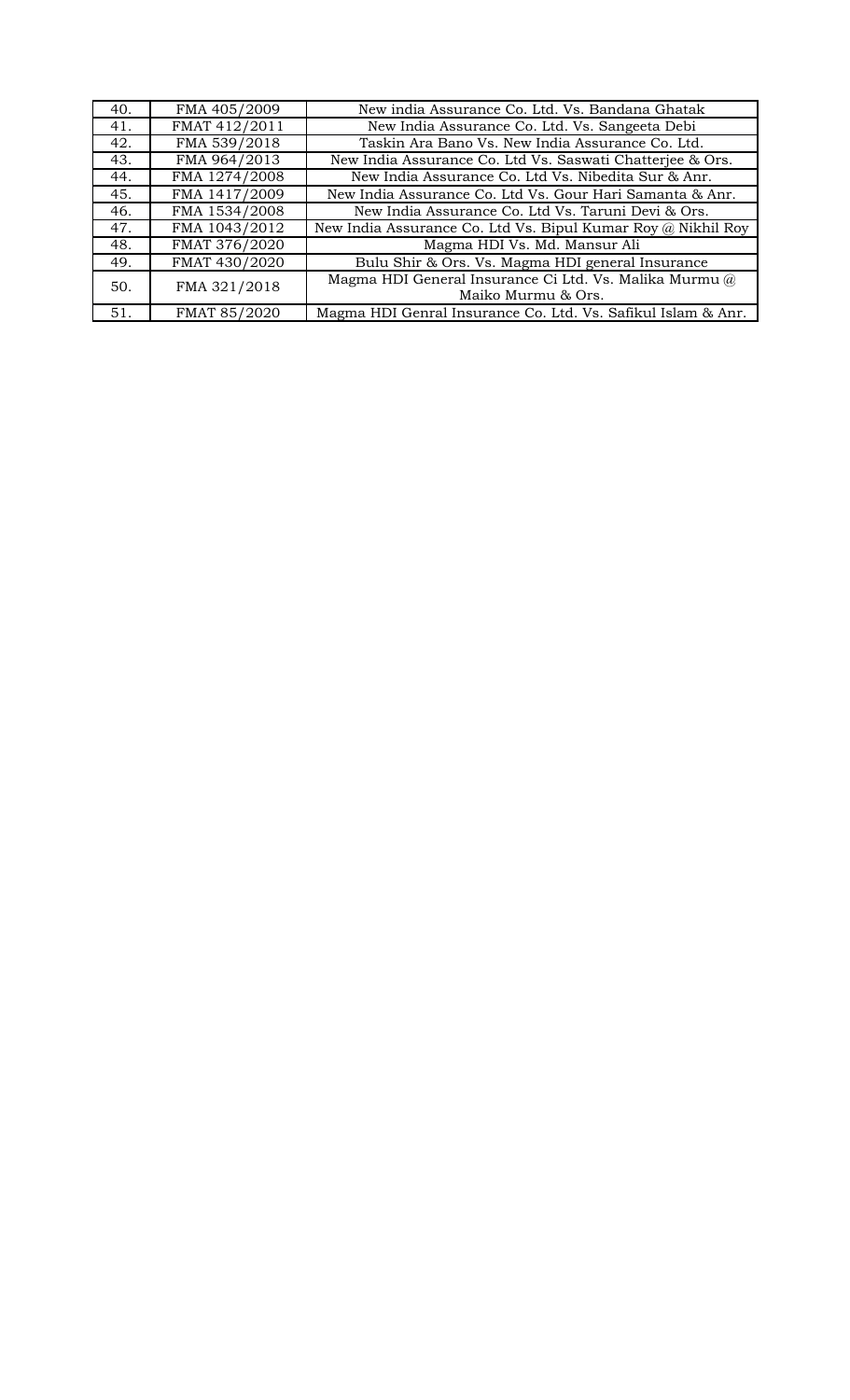| | | |
|---|---|---|
| 40. | FMA 405/2009 | New india Assurance Co. Ltd. Vs. Bandana Ghatak |
| 41. | FMAT 412/2011 | New India Assurance Co. Ltd. Vs. Sangeeta Debi |
| 42. | FMA 539/2018 | Taskin Ara Bano Vs. New India Assurance Co. Ltd. |
| 43. | FMA 964/2013 | New India Assurance Co. Ltd Vs. Saswati Chatterjee & Ors. |
| 44. | FMA 1274/2008 | New India Assurance Co. Ltd Vs. Nibedita Sur & Anr. |
| 45. | FMA 1417/2009 | New India Assurance Co. Ltd Vs. Gour Hari Samanta & Anr. |
| 46. | FMA 1534/2008 | New India Assurance Co. Ltd Vs. Taruni Devi & Ors. |
| 47. | FMA 1043/2012 | New India Assurance Co. Ltd Vs. Bipul Kumar Roy @ Nikhil Roy |
| 48. | FMAT 376/2020 | Magma HDI Vs. Md. Mansur Ali |
| 49. | FMAT 430/2020 | Bulu Shir & Ors. Vs. Magma HDI general Insurance |
| 50. | FMA 321/2018 | Magma HDI General Insurance Ci Ltd. Vs. Malika Murmu @ Maiko Murmu & Ors. |
| 51. | FMAT 85/2020 | Magma HDI Genral Insurance Co. Ltd. Vs. Safikul Islam & Anr. |